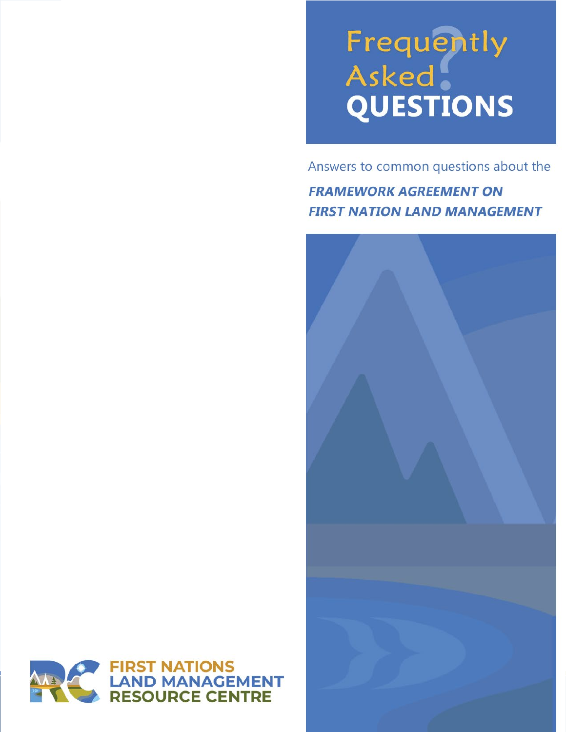# Frequently Asked QUESTIONS

Answers to common questions about the

***FRAMEWORK AGREEMENT ON FIRST NATION LAND MANAGEMENT***

**FIRST NATIONS LAND MANAGEMENT RESOURCE CENTRE**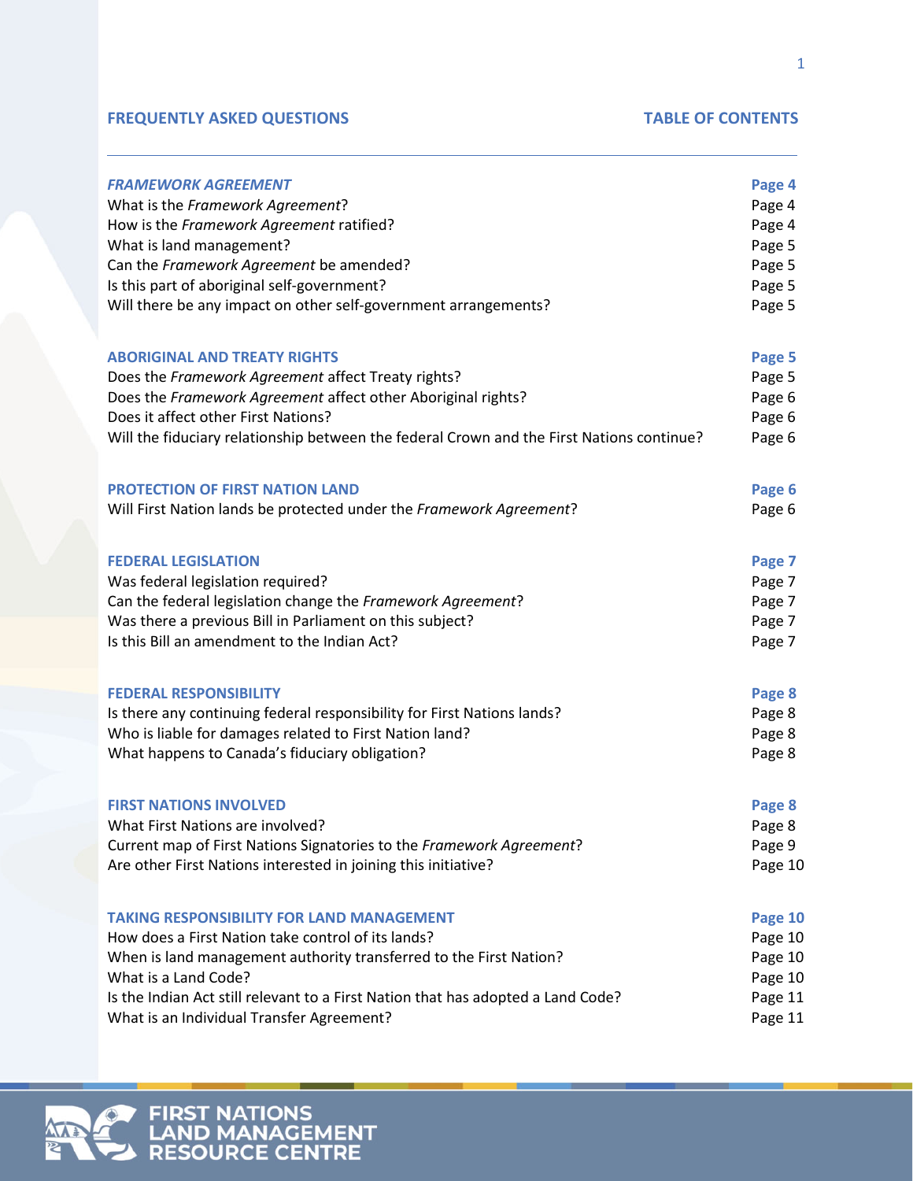**FREQUENTLY ASKED QUESTIONS** **TABLE OF CONTENTS**

| | |
|---|---|
| ***FRAMEWORK AGREEMENT*** | **Page 4** |
| What is the *Framework Agreement*? | Page 4 |
| How is the *Framework Agreement* ratified? | Page 4 |
| What is land management? | Page 5 |
| Can the *Framework Agreement* be amended? | Page 5 |
| Is this part of aboriginal self-government? | Page 5 |
| Will there be any impact on other self-government arrangements? | Page 5 |
| **ABORIGINAL AND TREATY RIGHTS** | **Page 5** |
| Does the *Framework Agreement* affect Treaty rights? | Page 5 |
| Does the *Framework Agreement* affect other Aboriginal rights? | Page 6 |
| Does it affect other First Nations? | Page 6 |
| Will the fiduciary relationship between the federal Crown and the First Nations continue? | Page 6 |
| **PROTECTION OF FIRST NATION LAND** | **Page 6** |
| Will First Nation lands be protected under the *Framework Agreement*? | Page 6 |
| **FEDERAL LEGISLATION** | **Page 7** |
| Was federal legislation required? | Page 7 |
| Can the federal legislation change the *Framework Agreement*? | Page 7 |
| Was there a previous Bill in Parliament on this subject? | Page 7 |
| Is this Bill an amendment to the Indian Act? | Page 7 |
| **FEDERAL RESPONSIBILITY** | **Page 8** |
| Is there any continuing federal responsibility for First Nations lands? | Page 8 |
| Who is liable for damages related to First Nation land? | Page 8 |
| What happens to Canada's fiduciary obligation? | Page 8 |
| **FIRST NATIONS INVOLVED** | **Page 8** |
| What First Nations are involved? | Page 8 |
| Current map of First Nations Signatories to the *Framework Agreement*? | Page 9 |
| Are other First Nations interested in joining this initiative? | Page 10 |
| **TAKING RESPONSIBILITY FOR LAND MANAGEMENT** | **Page 10** |
| How does a First Nation take control of its lands? | Page 10 |
| When is land management authority transferred to the First Nation? | Page 10 |
| What is a Land Code? | Page 10 |
| Is the Indian Act still relevant to a First Nation that has adopted a Land Code? | Page 11 |
| What is an Individual Transfer Agreement? | Page 11 |

FIRST NATIONS LAND MANAGEMENT RESOURCE CENTRE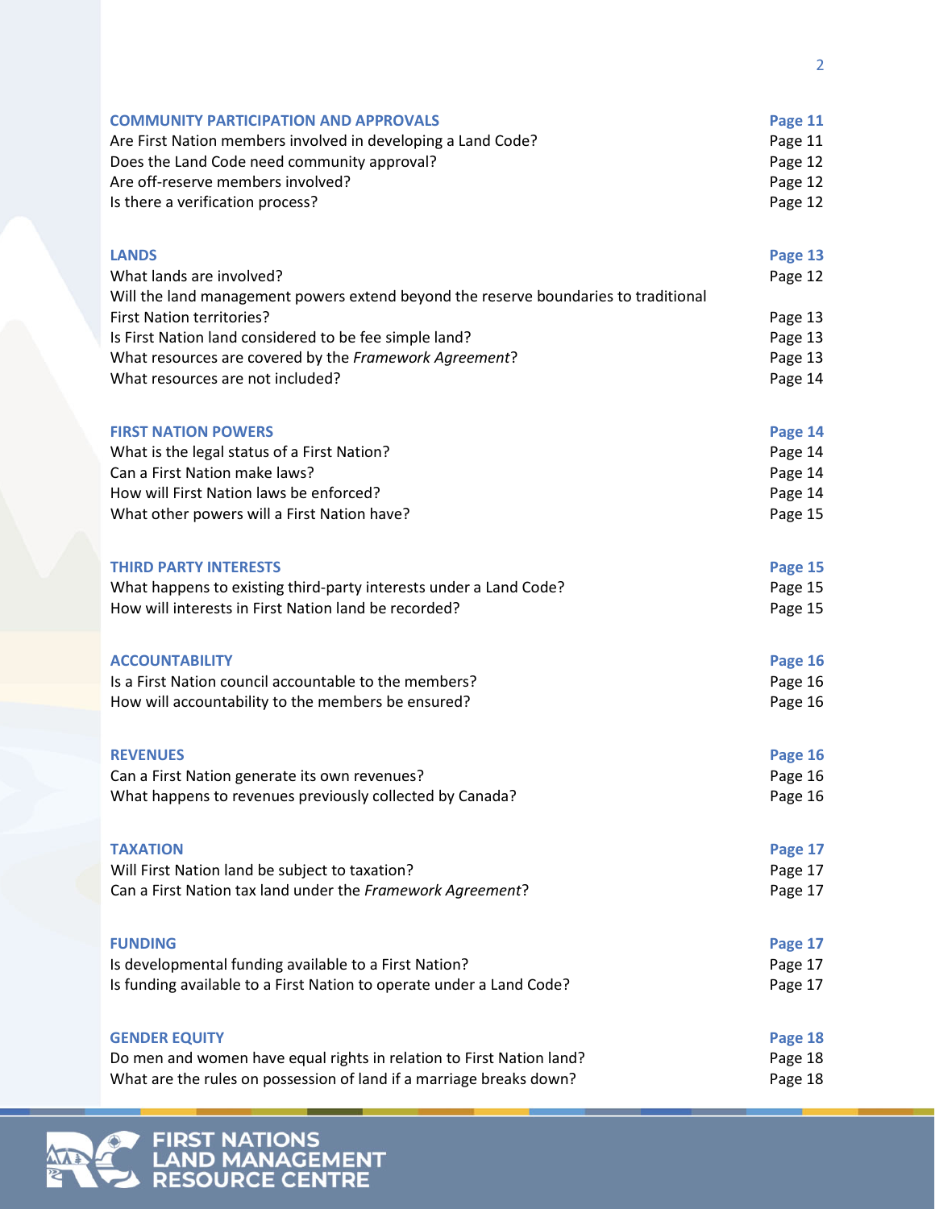| | |
|---|---|
| **COMMUNITY PARTICIPATION AND APPROVALS** | **Page 11** |
| Are First Nation members involved in developing a Land Code? | Page 11 |
| Does the Land Code need community approval? | Page 12 |
| Are off-reserve members involved? | Page 12 |
| Is there a verification process? | Page 12 |
| | |
| **LANDS** | **Page 13** |
| What lands are involved? | Page 12 |
| Will the land management powers extend beyond the reserve boundaries to traditional First Nation territories? | Page 13 |
| Is First Nation land considered to be fee simple land? | Page 13 |
| What resources are covered by the *Framework Agreement*? | Page 13 |
| What resources are not included? | Page 14 |
| | |
| **FIRST NATION POWERS** | **Page 14** |
| What is the legal status of a First Nation? | Page 14 |
| Can a First Nation make laws? | Page 14 |
| How will First Nation laws be enforced? | Page 14 |
| What other powers will a First Nation have? | Page 15 |
| | |
| **THIRD PARTY INTERESTS** | **Page 15** |
| What happens to existing third-party interests under a Land Code? | Page 15 |
| How will interests in First Nation land be recorded? | Page 15 |
| | |
| **ACCOUNTABILITY** | **Page 16** |
| Is a First Nation council accountable to the members? | Page 16 |
| How will accountability to the members be ensured? | Page 16 |
| | |
| **REVENUES** | **Page 16** |
| Can a First Nation generate its own revenues? | Page 16 |
| What happens to revenues previously collected by Canada? | Page 16 |
| | |
| **TAXATION** | **Page 17** |
| Will First Nation land be subject to taxation? | Page 17 |
| Can a First Nation tax land under the *Framework Agreement*? | Page 17 |
| | |
| **FUNDING** | **Page 17** |
| Is developmental funding available to a First Nation? | Page 17 |
| Is funding available to a First Nation to operate under a Land Code? | Page 17 |
| | |
| **GENDER EQUITY** | **Page 18** |
| Do men and women have equal rights in relation to First Nation land? | Page 18 |
| What are the rules on possession of land if a marriage breaks down? | Page 18 |

FIRST NATIONS LAND MANAGEMENT RESOURCE CENTRE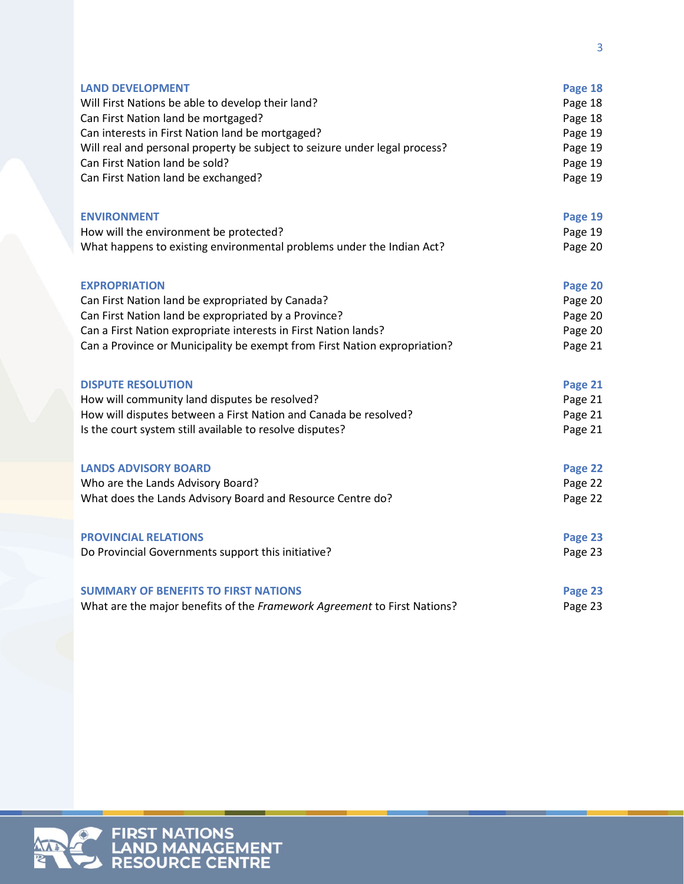| | |
|---|---|
| **LAND DEVELOPMENT** | **Page 18** |
| Will First Nations be able to develop their land? | Page 18 |
| Can First Nation land be mortgaged? | Page 18 |
| Can interests in First Nation land be mortgaged? | Page 19 |
| Will real and personal property be subject to seizure under legal process? | Page 19 |
| Can First Nation land be sold? | Page 19 |
| Can First Nation land be exchanged? | Page 19 |
| **ENVIRONMENT** | **Page 19** |
| How will the environment be protected? | Page 19 |
| What happens to existing environmental problems under the Indian Act? | Page 20 |
| **EXPROPRIATION** | **Page 20** |
| Can First Nation land be expropriated by Canada? | Page 20 |
| Can First Nation land be expropriated by a Province? | Page 20 |
| Can a First Nation expropriate interests in First Nation lands? | Page 20 |
| Can a Province or Municipality be exempt from First Nation expropriation? | Page 21 |
| **DISPUTE RESOLUTION** | **Page 21** |
| How will community land disputes be resolved? | Page 21 |
| How will disputes between a First Nation and Canada be resolved? | Page 21 |
| Is the court system still available to resolve disputes? | Page 21 |
| **LANDS ADVISORY BOARD** | **Page 22** |
| Who are the Lands Advisory Board? | Page 22 |
| What does the Lands Advisory Board and Resource Centre do? | Page 22 |
| **PROVINCIAL RELATIONS** | **Page 23** |
| Do Provincial Governments support this initiative? | Page 23 |
| **SUMMARY OF BENEFITS TO FIRST NATIONS** | **Page 23** |
| What are the major benefits of the *Framework Agreement* to First Nations? | Page 23 |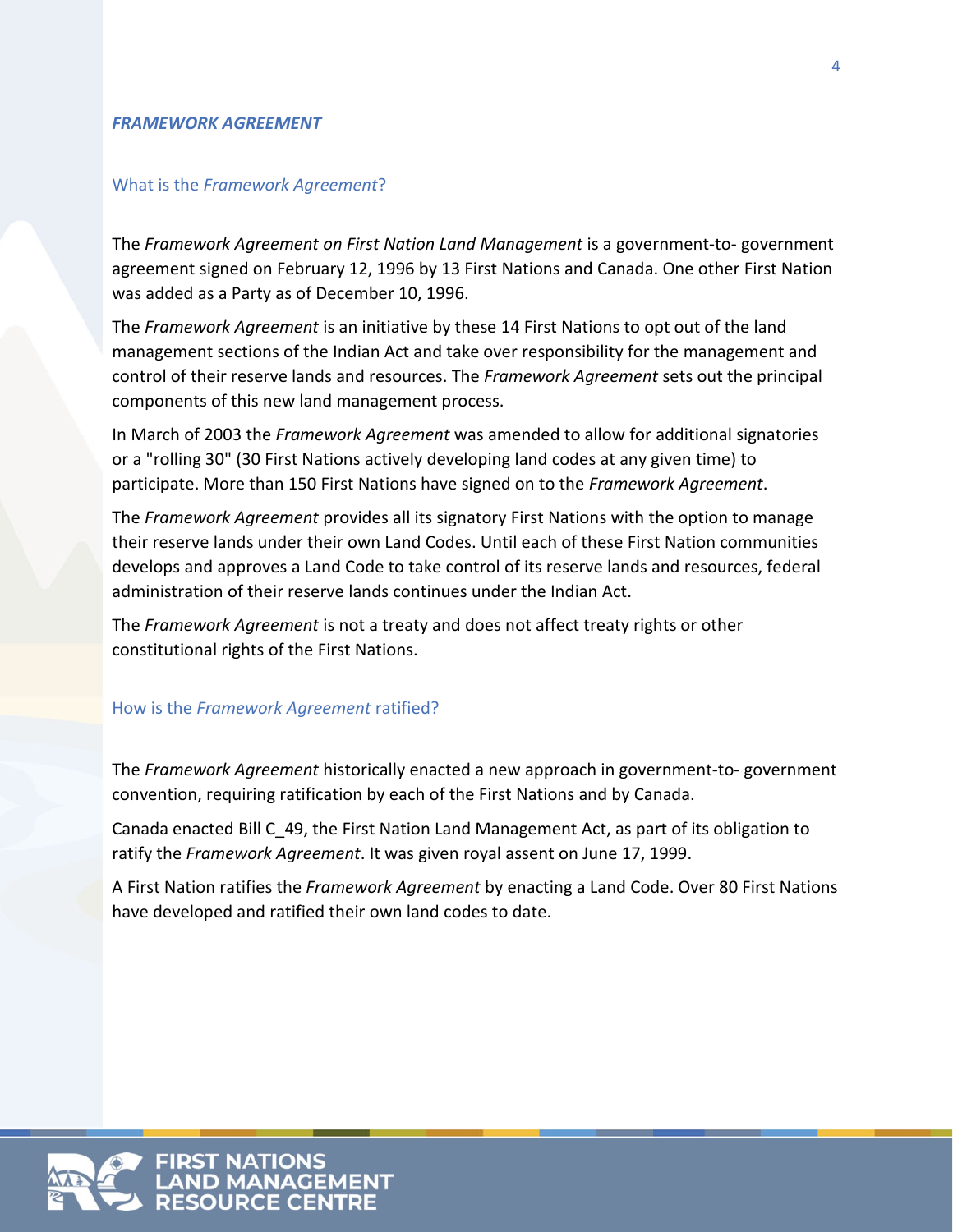## *FRAMEWORK AGREEMENT*

### What is the *Framework Agreement*?

The *Framework Agreement on First Nation Land Management* is a government-to- government agreement signed on February 12, 1996 by 13 First Nations and Canada. One other First Nation was added as a Party as of December 10, 1996.

The *Framework Agreement* is an initiative by these 14 First Nations to opt out of the land management sections of the Indian Act and take over responsibility for the management and control of their reserve lands and resources. The *Framework Agreement* sets out the principal components of this new land management process.

In March of 2003 the *Framework Agreement* was amended to allow for additional signatories or a "rolling 30" (30 First Nations actively developing land codes at any given time) to participate. More than 150 First Nations have signed on to the *Framework Agreement*.

The *Framework Agreement* provides all its signatory First Nations with the option to manage their reserve lands under their own Land Codes. Until each of these First Nation communities develops and approves a Land Code to take control of its reserve lands and resources, federal administration of their reserve lands continues under the Indian Act.

The *Framework Agreement* is not a treaty and does not affect treaty rights or other constitutional rights of the First Nations.

### How is the *Framework Agreement* ratified?

The *Framework Agreement* historically enacted a new approach in government-to- government convention, requiring ratification by each of the First Nations and by Canada.

Canada enacted Bill C_49, the First Nation Land Management Act, as part of its obligation to ratify the *Framework Agreement*. It was given royal assent on June 17, 1999.

A First Nation ratifies the *Framework Agreement* by enacting a Land Code. Over 80 First Nations have developed and ratified their own land codes to date.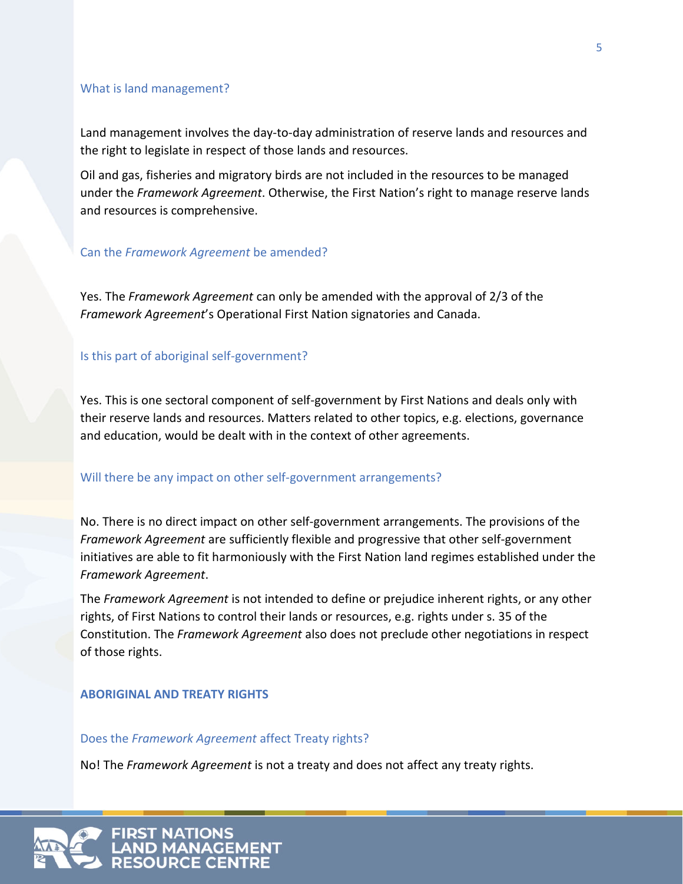### What is land management?

Land management involves the day-to-day administration of reserve lands and resources and the right to legislate in respect of those lands and resources.

Oil and gas, fisheries and migratory birds are not included in the resources to be managed under the *Framework Agreement*. Otherwise, the First Nation's right to manage reserve lands and resources is comprehensive.

### Can the *Framework Agreement* be amended?

Yes. The *Framework Agreement* can only be amended with the approval of 2/3 of the *Framework Agreement*'s Operational First Nation signatories and Canada.

### Is this part of aboriginal self-government?

Yes. This is one sectoral component of self-government by First Nations and deals only with their reserve lands and resources. Matters related to other topics, e.g. elections, governance and education, would be dealt with in the context of other agreements.

### Will there be any impact on other self-government arrangements?

No. There is no direct impact on other self-government arrangements. The provisions of the *Framework Agreement* are sufficiently flexible and progressive that other self-government initiatives are able to fit harmoniously with the First Nation land regimes established under the *Framework Agreement*.

The *Framework Agreement* is not intended to define or prejudice inherent rights, or any other rights, of First Nations to control their lands or resources, e.g. rights under s. 35 of the Constitution. The *Framework Agreement* also does not preclude other negotiations in respect of those rights.

## ABORIGINAL AND TREATY RIGHTS

### Does the *Framework Agreement* affect Treaty rights?

No! The *Framework Agreement* is not a treaty and does not affect any treaty rights.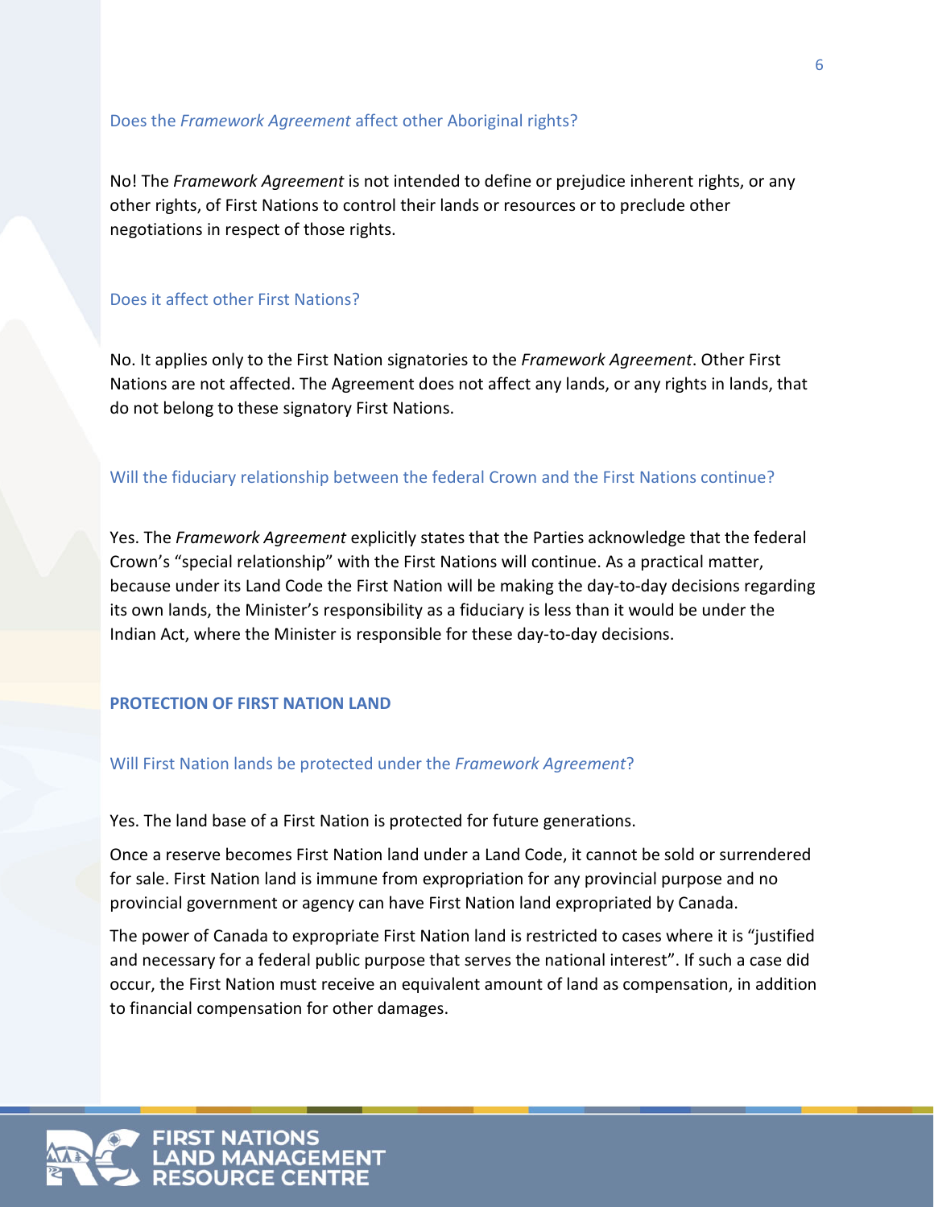### Does the *Framework Agreement* affect other Aboriginal rights?

No! The *Framework Agreement* is not intended to define or prejudice inherent rights, or any other rights, of First Nations to control their lands or resources or to preclude other negotiations in respect of those rights.

### Does it affect other First Nations?

No. It applies only to the First Nation signatories to the *Framework Agreement*. Other First Nations are not affected. The Agreement does not affect any lands, or any rights in lands, that do not belong to these signatory First Nations.

### Will the fiduciary relationship between the federal Crown and the First Nations continue?

Yes. The *Framework Agreement* explicitly states that the Parties acknowledge that the federal Crown's "special relationship" with the First Nations will continue. As a practical matter, because under its Land Code the First Nation will be making the day-to-day decisions regarding its own lands, the Minister's responsibility as a fiduciary is less than it would be under the Indian Act, where the Minister is responsible for these day-to-day decisions.

## PROTECTION OF FIRST NATION LAND

### Will First Nation lands be protected under the *Framework Agreement*?

Yes. The land base of a First Nation is protected for future generations.

Once a reserve becomes First Nation land under a Land Code, it cannot be sold or surrendered for sale. First Nation land is immune from expropriation for any provincial purpose and no provincial government or agency can have First Nation land expropriated by Canada.

The power of Canada to expropriate First Nation land is restricted to cases where it is "justified and necessary for a federal public purpose that serves the national interest". If such a case did occur, the First Nation must receive an equivalent amount of land as compensation, in addition to financial compensation for other damages.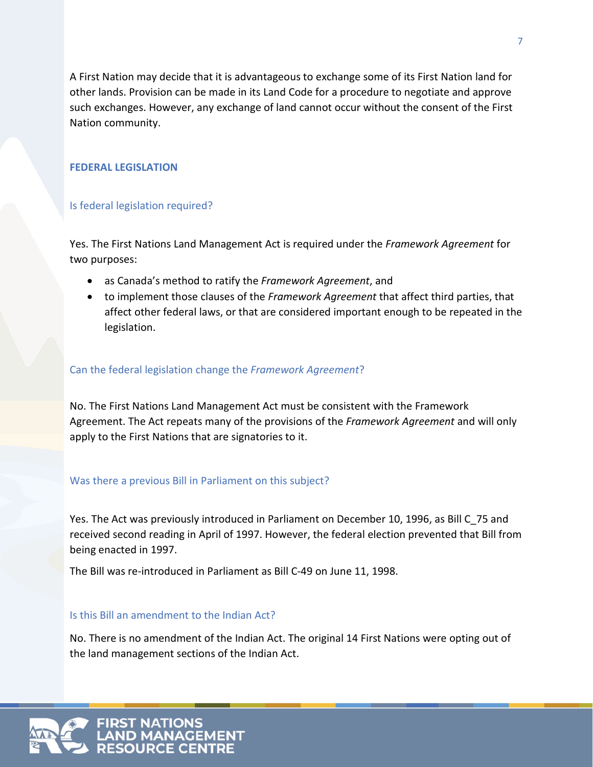A First Nation may decide that it is advantageous to exchange some of its First Nation land for other lands. Provision can be made in its Land Code for a procedure to negotiate and approve such exchanges. However, any exchange of land cannot occur without the consent of the First Nation community.

## FEDERAL LEGISLATION

### Is federal legislation required?

Yes. The First Nations Land Management Act is required under the *Framework Agreement* for two purposes:

- as Canada's method to ratify the *Framework Agreement*, and
- to implement those clauses of the *Framework Agreement* that affect third parties, that affect other federal laws, or that are considered important enough to be repeated in the legislation.

### Can the federal legislation change the *Framework Agreement*?

No. The First Nations Land Management Act must be consistent with the Framework Agreement. The Act repeats many of the provisions of the *Framework Agreement* and will only apply to the First Nations that are signatories to it.

### Was there a previous Bill in Parliament on this subject?

Yes. The Act was previously introduced in Parliament on December 10, 1996, as Bill C_75 and received second reading in April of 1997. However, the federal election prevented that Bill from being enacted in 1997.

The Bill was re-introduced in Parliament as Bill C-49 on June 11, 1998.

### Is this Bill an amendment to the Indian Act?

No. There is no amendment of the Indian Act. The original 14 First Nations were opting out of the land management sections of the Indian Act.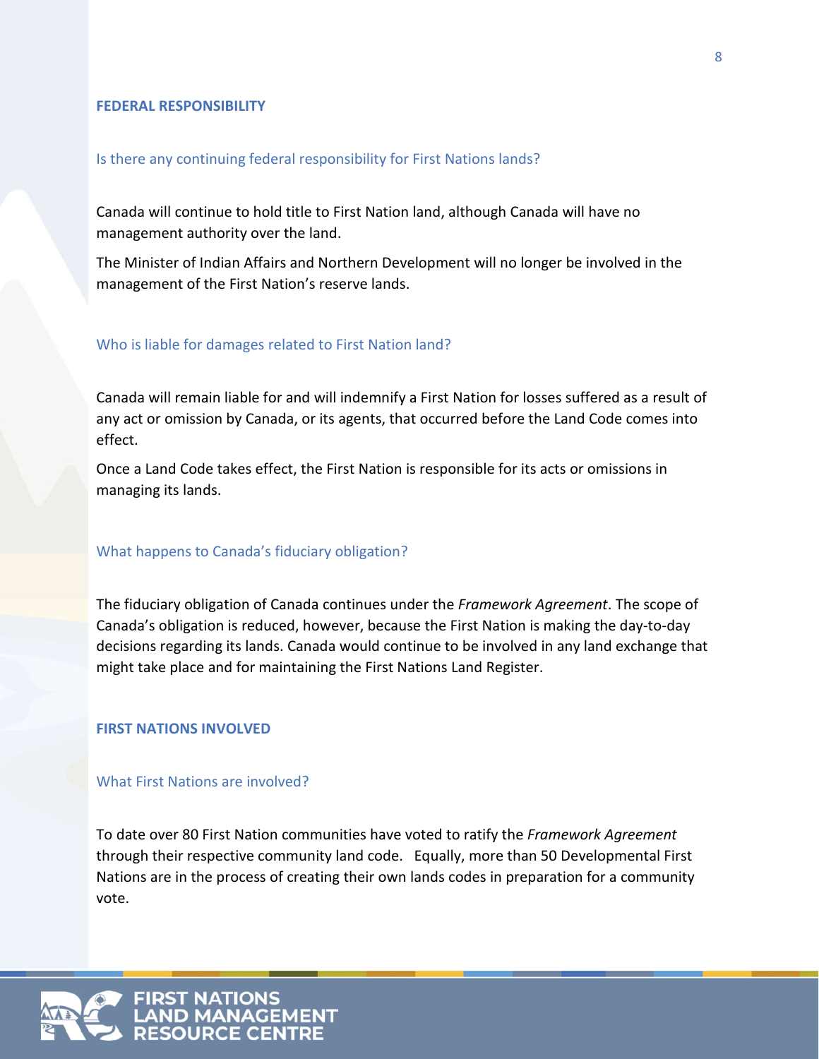## FEDERAL RESPONSIBILITY

### Is there any continuing federal responsibility for First Nations lands?

Canada will continue to hold title to First Nation land, although Canada will have no management authority over the land.

The Minister of Indian Affairs and Northern Development will no longer be involved in the management of the First Nation's reserve lands.

### Who is liable for damages related to First Nation land?

Canada will remain liable for and will indemnify a First Nation for losses suffered as a result of any act or omission by Canada, or its agents, that occurred before the Land Code comes into effect.

Once a Land Code takes effect, the First Nation is responsible for its acts or omissions in managing its lands.

### What happens to Canada's fiduciary obligation?

The fiduciary obligation of Canada continues under the *Framework Agreement*. The scope of Canada's obligation is reduced, however, because the First Nation is making the day-to-day decisions regarding its lands. Canada would continue to be involved in any land exchange that might take place and for maintaining the First Nations Land Register.

## FIRST NATIONS INVOLVED

### What First Nations are involved?

To date over 80 First Nation communities have voted to ratify the *Framework Agreement* through their respective community land code. Equally, more than 50 Developmental First Nations are in the process of creating their own lands codes in preparation for a community vote.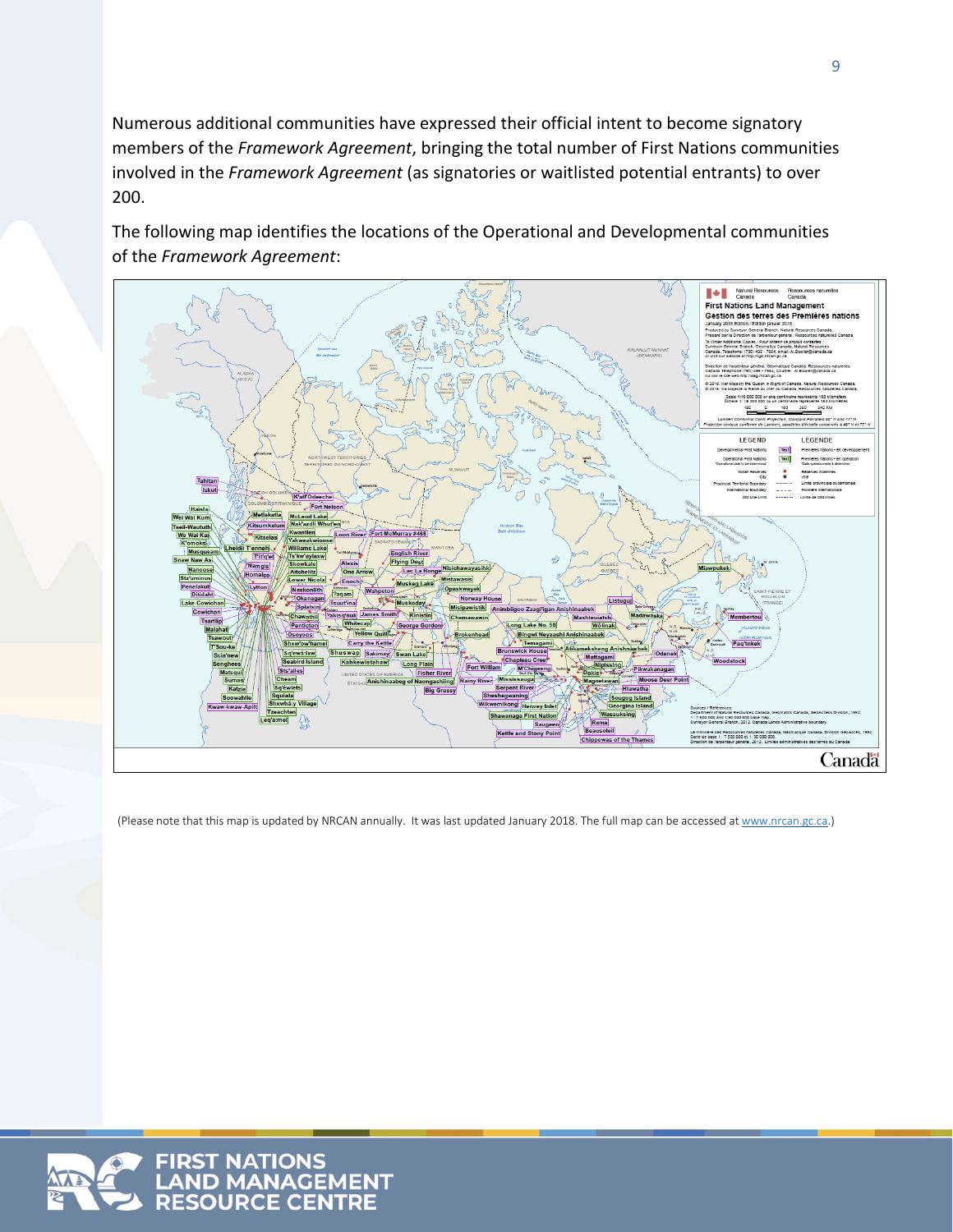Numerous additional communities have expressed their official intent to become signatory members of the *Framework Agreement*, bringing the total number of First Nations communities involved in the *Framework Agreement* (as signatories or waitlisted potential entrants) to over 200.

The following map identifies the locations of the Operational and Developmental communities of the *Framework Agreement*:

(Please note that this map is updated by NRCAN annually. It was last updated January 2018. The full map can be accessed at www.nrcan.gc.ca.)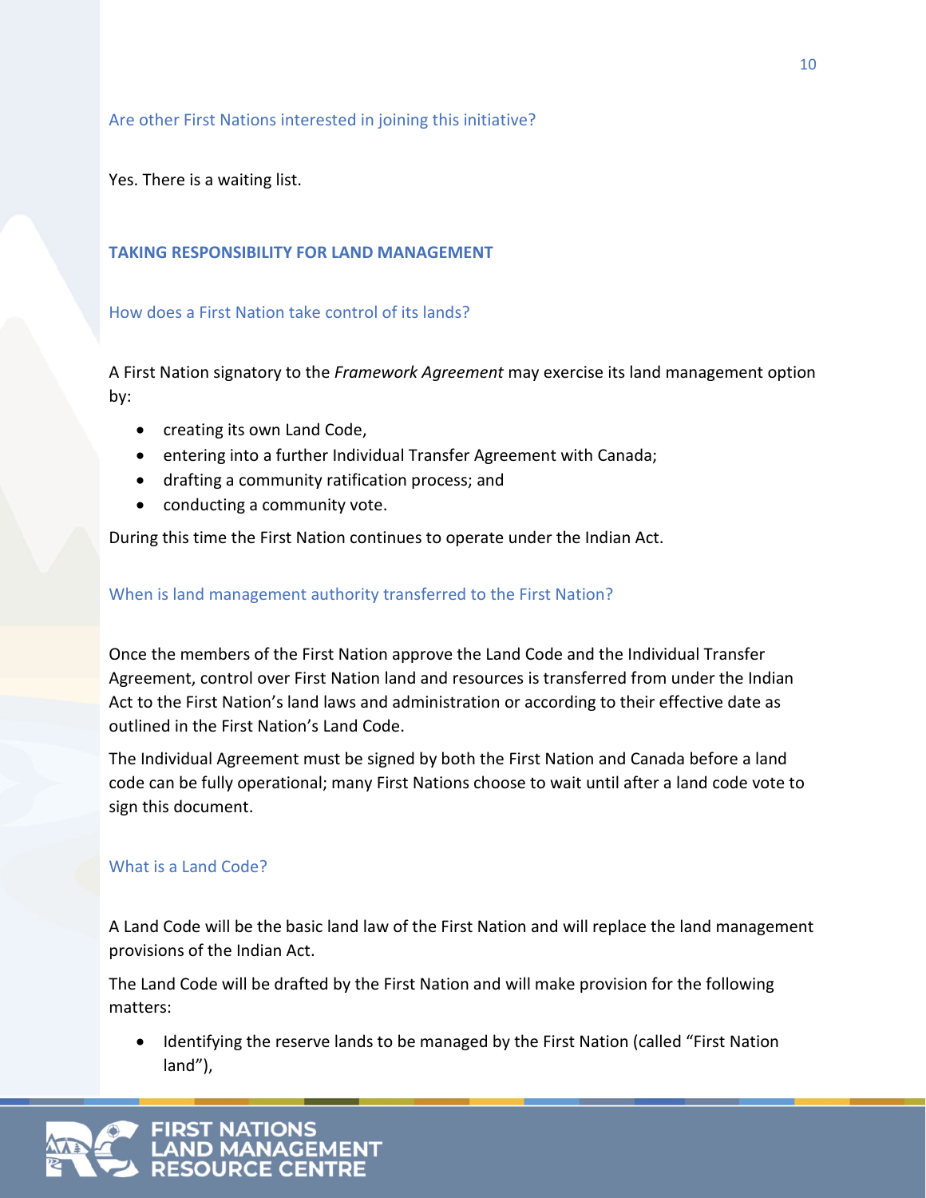### Are other First Nations interested in joining this initiative?

Yes. There is a waiting list.

## TAKING RESPONSIBILITY FOR LAND MANAGEMENT

### How does a First Nation take control of its lands?

A First Nation signatory to the *Framework Agreement* may exercise its land management option by:

- creating its own Land Code,
- entering into a further Individual Transfer Agreement with Canada;
- drafting a community ratification process; and
- conducting a community vote.

During this time the First Nation continues to operate under the Indian Act.

### When is land management authority transferred to the First Nation?

Once the members of the First Nation approve the Land Code and the Individual Transfer Agreement, control over First Nation land and resources is transferred from under the Indian Act to the First Nation's land laws and administration or according to their effective date as outlined in the First Nation's Land Code.

The Individual Agreement must be signed by both the First Nation and Canada before a land code can be fully operational; many First Nations choose to wait until after a land code vote to sign this document.

### What is a Land Code?

A Land Code will be the basic land law of the First Nation and will replace the land management provisions of the Indian Act.

The Land Code will be drafted by the First Nation and will make provision for the following matters:

- Identifying the reserve lands to be managed by the First Nation (called "First Nation land"),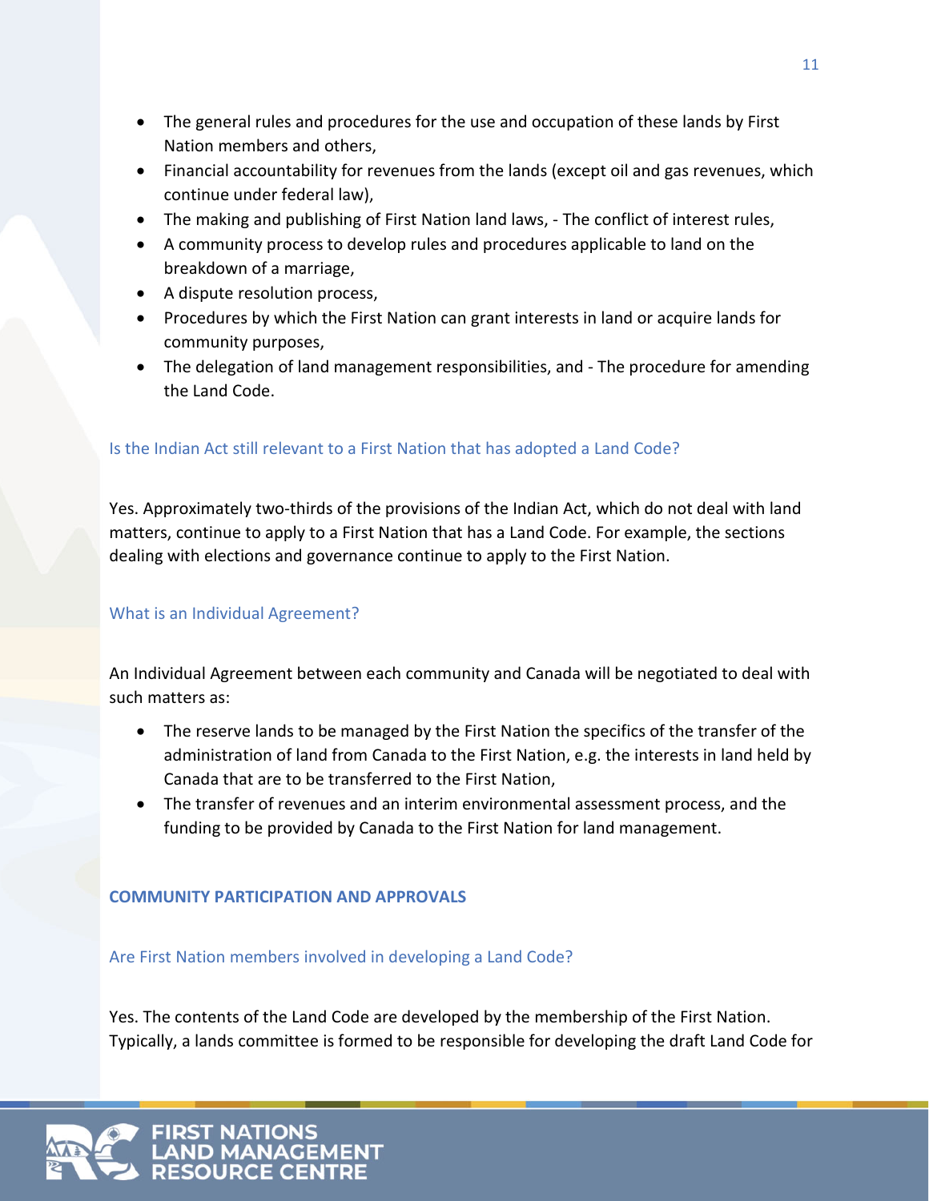- The general rules and procedures for the use and occupation of these lands by First Nation members and others,
- Financial accountability for revenues from the lands (except oil and gas revenues, which continue under federal law),
- The making and publishing of First Nation land laws, - The conflict of interest rules,
- A community process to develop rules and procedures applicable to land on the breakdown of a marriage,
- A dispute resolution process,
- Procedures by which the First Nation can grant interests in land or acquire lands for community purposes,
- The delegation of land management responsibilities, and - The procedure for amending the Land Code.

### Is the Indian Act still relevant to a First Nation that has adopted a Land Code?

Yes. Approximately two-thirds of the provisions of the Indian Act, which do not deal with land matters, continue to apply to a First Nation that has a Land Code. For example, the sections dealing with elections and governance continue to apply to the First Nation.

### What is an Individual Agreement?

An Individual Agreement between each community and Canada will be negotiated to deal with such matters as:

- The reserve lands to be managed by the First Nation the specifics of the transfer of the administration of land from Canada to the First Nation, e.g. the interests in land held by Canada that are to be transferred to the First Nation,
- The transfer of revenues and an interim environmental assessment process, and the funding to be provided by Canada to the First Nation for land management.

## COMMUNITY PARTICIPATION AND APPROVALS

### Are First Nation members involved in developing a Land Code?

Yes. The contents of the Land Code are developed by the membership of the First Nation. Typically, a lands committee is formed to be responsible for developing the draft Land Code for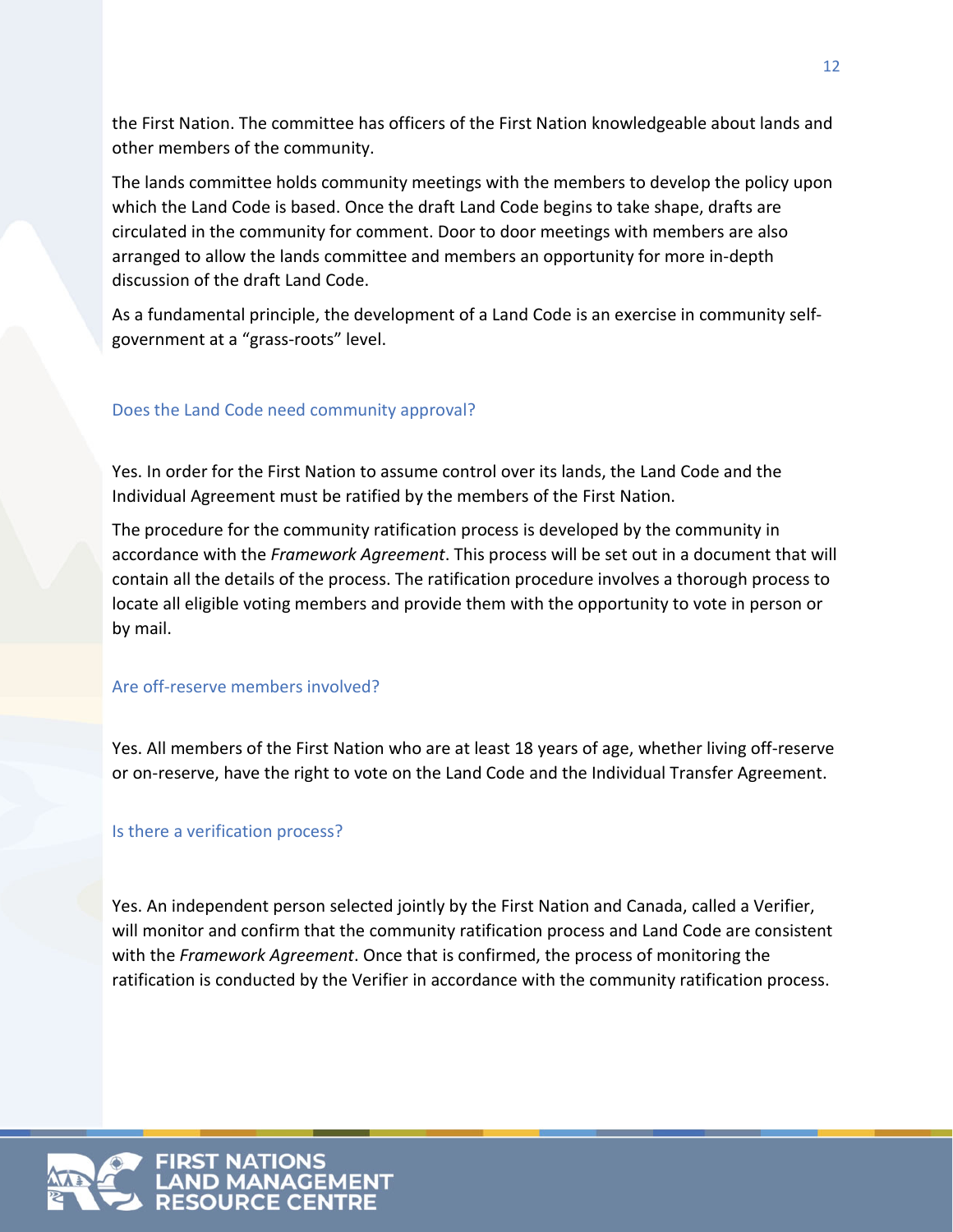the First Nation. The committee has officers of the First Nation knowledgeable about lands and other members of the community.

The lands committee holds community meetings with the members to develop the policy upon which the Land Code is based. Once the draft Land Code begins to take shape, drafts are circulated in the community for comment. Door to door meetings with members are also arranged to allow the lands committee and members an opportunity for more in-depth discussion of the draft Land Code.

As a fundamental principle, the development of a Land Code is an exercise in community self-government at a "grass-roots" level.

### Does the Land Code need community approval?

Yes. In order for the First Nation to assume control over its lands, the Land Code and the Individual Agreement must be ratified by the members of the First Nation.

The procedure for the community ratification process is developed by the community in accordance with the *Framework Agreement*. This process will be set out in a document that will contain all the details of the process. The ratification procedure involves a thorough process to locate all eligible voting members and provide them with the opportunity to vote in person or by mail.

### Are off-reserve members involved?

Yes. All members of the First Nation who are at least 18 years of age, whether living off-reserve or on-reserve, have the right to vote on the Land Code and the Individual Transfer Agreement.

### Is there a verification process?

Yes. An independent person selected jointly by the First Nation and Canada, called a Verifier, will monitor and confirm that the community ratification process and Land Code are consistent with the *Framework Agreement*. Once that is confirmed, the process of monitoring the ratification is conducted by the Verifier in accordance with the community ratification process.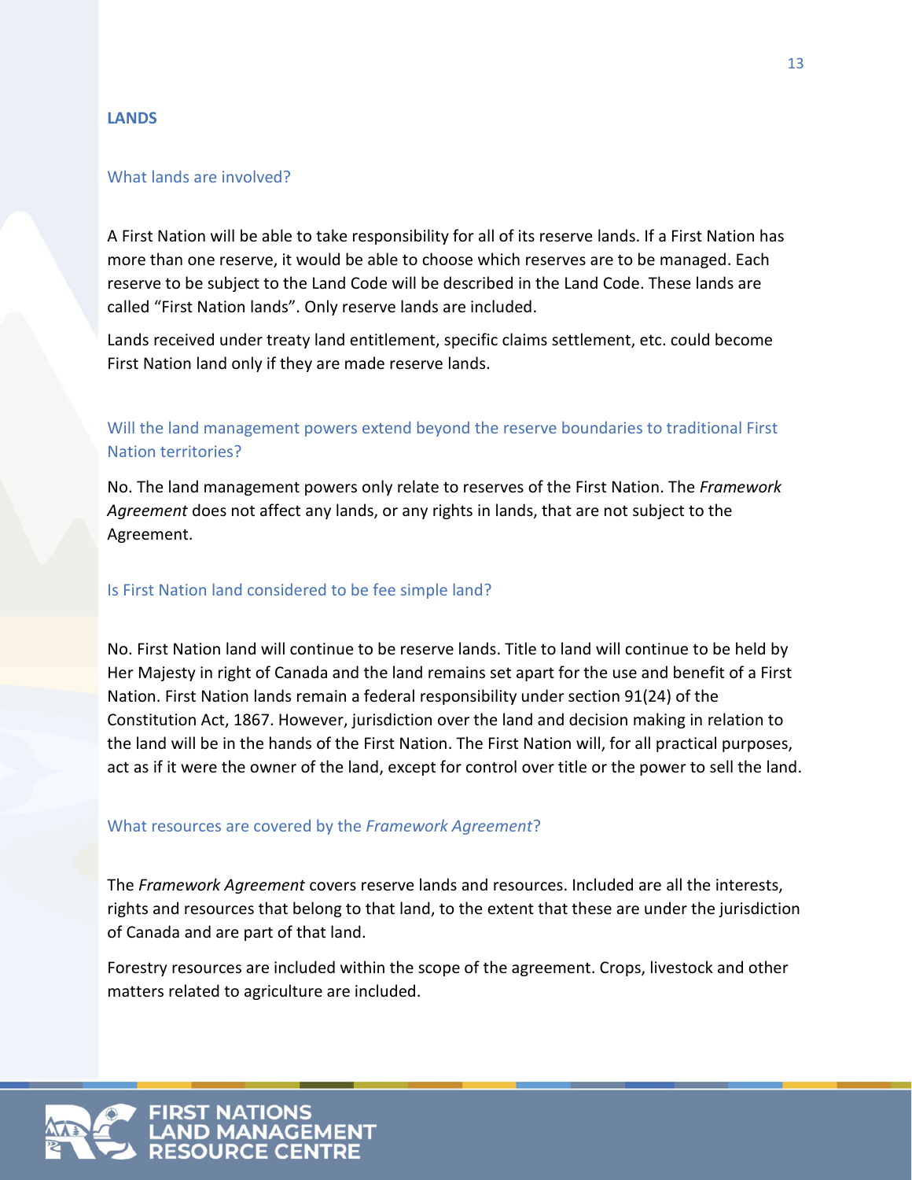## LANDS

### What lands are involved?

A First Nation will be able to take responsibility for all of its reserve lands. If a First Nation has more than one reserve, it would be able to choose which reserves are to be managed. Each reserve to be subject to the Land Code will be described in the Land Code. These lands are called "First Nation lands". Only reserve lands are included.

Lands received under treaty land entitlement, specific claims settlement, etc. could become First Nation land only if they are made reserve lands.

### Will the land management powers extend beyond the reserve boundaries to traditional First Nation territories?

No. The land management powers only relate to reserves of the First Nation. The *Framework Agreement* does not affect any lands, or any rights in lands, that are not subject to the Agreement.

### Is First Nation land considered to be fee simple land?

No. First Nation land will continue to be reserve lands. Title to land will continue to be held by Her Majesty in right of Canada and the land remains set apart for the use and benefit of a First Nation. First Nation lands remain a federal responsibility under section 91(24) of the Constitution Act, 1867. However, jurisdiction over the land and decision making in relation to the land will be in the hands of the First Nation. The First Nation will, for all practical purposes, act as if it were the owner of the land, except for control over title or the power to sell the land.

### What resources are covered by the *Framework Agreement*?

The *Framework Agreement* covers reserve lands and resources. Included are all the interests, rights and resources that belong to that land, to the extent that these are under the jurisdiction of Canada and are part of that land.

Forestry resources are included within the scope of the agreement. Crops, livestock and other matters related to agriculture are included.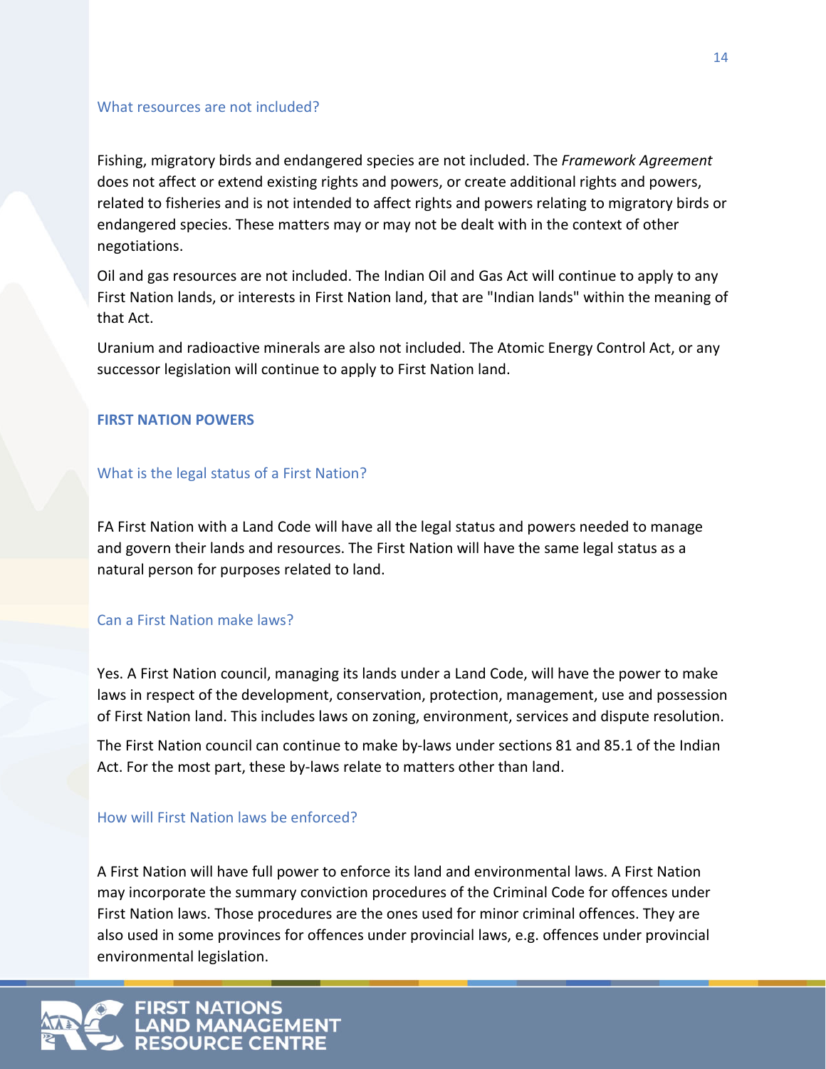### What resources are not included?

Fishing, migratory birds and endangered species are not included. The *Framework Agreement* does not affect or extend existing rights and powers, or create additional rights and powers, related to fisheries and is not intended to affect rights and powers relating to migratory birds or endangered species. These matters may or may not be dealt with in the context of other negotiations.

Oil and gas resources are not included. The Indian Oil and Gas Act will continue to apply to any First Nation lands, or interests in First Nation land, that are "Indian lands" within the meaning of that Act.

Uranium and radioactive minerals are also not included. The Atomic Energy Control Act, or any successor legislation will continue to apply to First Nation land.

## FIRST NATION POWERS

### What is the legal status of a First Nation?

FA First Nation with a Land Code will have all the legal status and powers needed to manage and govern their lands and resources. The First Nation will have the same legal status as a natural person for purposes related to land.

### Can a First Nation make laws?

Yes. A First Nation council, managing its lands under a Land Code, will have the power to make laws in respect of the development, conservation, protection, management, use and possession of First Nation land. This includes laws on zoning, environment, services and dispute resolution.

The First Nation council can continue to make by-laws under sections 81 and 85.1 of the Indian Act. For the most part, these by-laws relate to matters other than land.

### How will First Nation laws be enforced?

A First Nation will have full power to enforce its land and environmental laws. A First Nation may incorporate the summary conviction procedures of the Criminal Code for offences under First Nation laws. Those procedures are the ones used for minor criminal offences. They are also used in some provinces for offences under provincial laws, e.g. offences under provincial environmental legislation.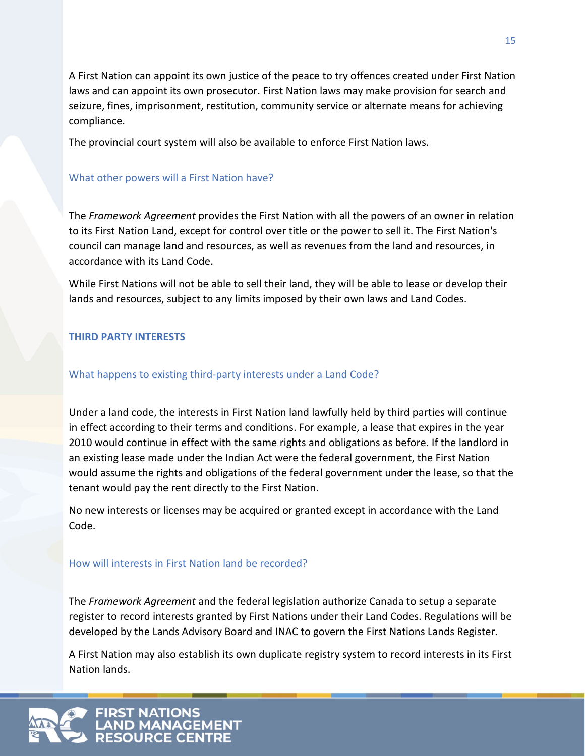A First Nation can appoint its own justice of the peace to try offences created under First Nation laws and can appoint its own prosecutor. First Nation laws may make provision for search and seizure, fines, imprisonment, restitution, community service or alternate means for achieving compliance.

The provincial court system will also be available to enforce First Nation laws.

### What other powers will a First Nation have?

The *Framework Agreement* provides the First Nation with all the powers of an owner in relation to its First Nation Land, except for control over title or the power to sell it. The First Nation's council can manage land and resources, as well as revenues from the land and resources, in accordance with its Land Code.

While First Nations will not be able to sell their land, they will be able to lease or develop their lands and resources, subject to any limits imposed by their own laws and Land Codes.

## THIRD PARTY INTERESTS

### What happens to existing third-party interests under a Land Code?

Under a land code, the interests in First Nation land lawfully held by third parties will continue in effect according to their terms and conditions. For example, a lease that expires in the year 2010 would continue in effect with the same rights and obligations as before. If the landlord in an existing lease made under the Indian Act were the federal government, the First Nation would assume the rights and obligations of the federal government under the lease, so that the tenant would pay the rent directly to the First Nation.

No new interests or licenses may be acquired or granted except in accordance with the Land Code.

### How will interests in First Nation land be recorded?

The *Framework Agreement* and the federal legislation authorize Canada to setup a separate register to record interests granted by First Nations under their Land Codes. Regulations will be developed by the Lands Advisory Board and INAC to govern the First Nations Lands Register.

A First Nation may also establish its own duplicate registry system to record interests in its First Nation lands.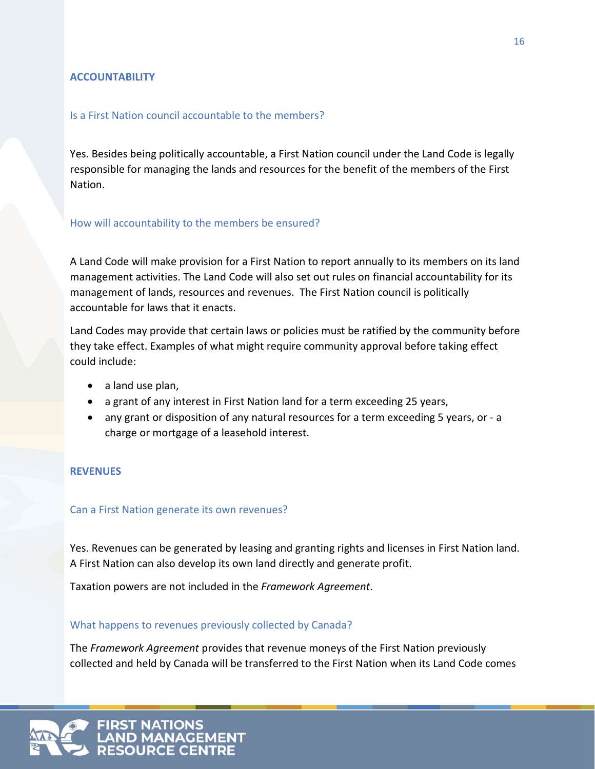## ACCOUNTABILITY

### Is a First Nation council accountable to the members?

Yes. Besides being politically accountable, a First Nation council under the Land Code is legally responsible for managing the lands and resources for the benefit of the members of the First Nation.

### How will accountability to the members be ensured?

A Land Code will make provision for a First Nation to report annually to its members on its land management activities. The Land Code will also set out rules on financial accountability for its management of lands, resources and revenues. The First Nation council is politically accountable for laws that it enacts.

Land Codes may provide that certain laws or policies must be ratified by the community before they take effect. Examples of what might require community approval before taking effect could include:

- a land use plan,
- a grant of any interest in First Nation land for a term exceeding 25 years,
- any grant or disposition of any natural resources for a term exceeding 5 years, or - a charge or mortgage of a leasehold interest.

## REVENUES

### Can a First Nation generate its own revenues?

Yes. Revenues can be generated by leasing and granting rights and licenses in First Nation land. A First Nation can also develop its own land directly and generate profit.

Taxation powers are not included in the *Framework Agreement*.

### What happens to revenues previously collected by Canada?

The *Framework Agreement* provides that revenue moneys of the First Nation previously collected and held by Canada will be transferred to the First Nation when its Land Code comes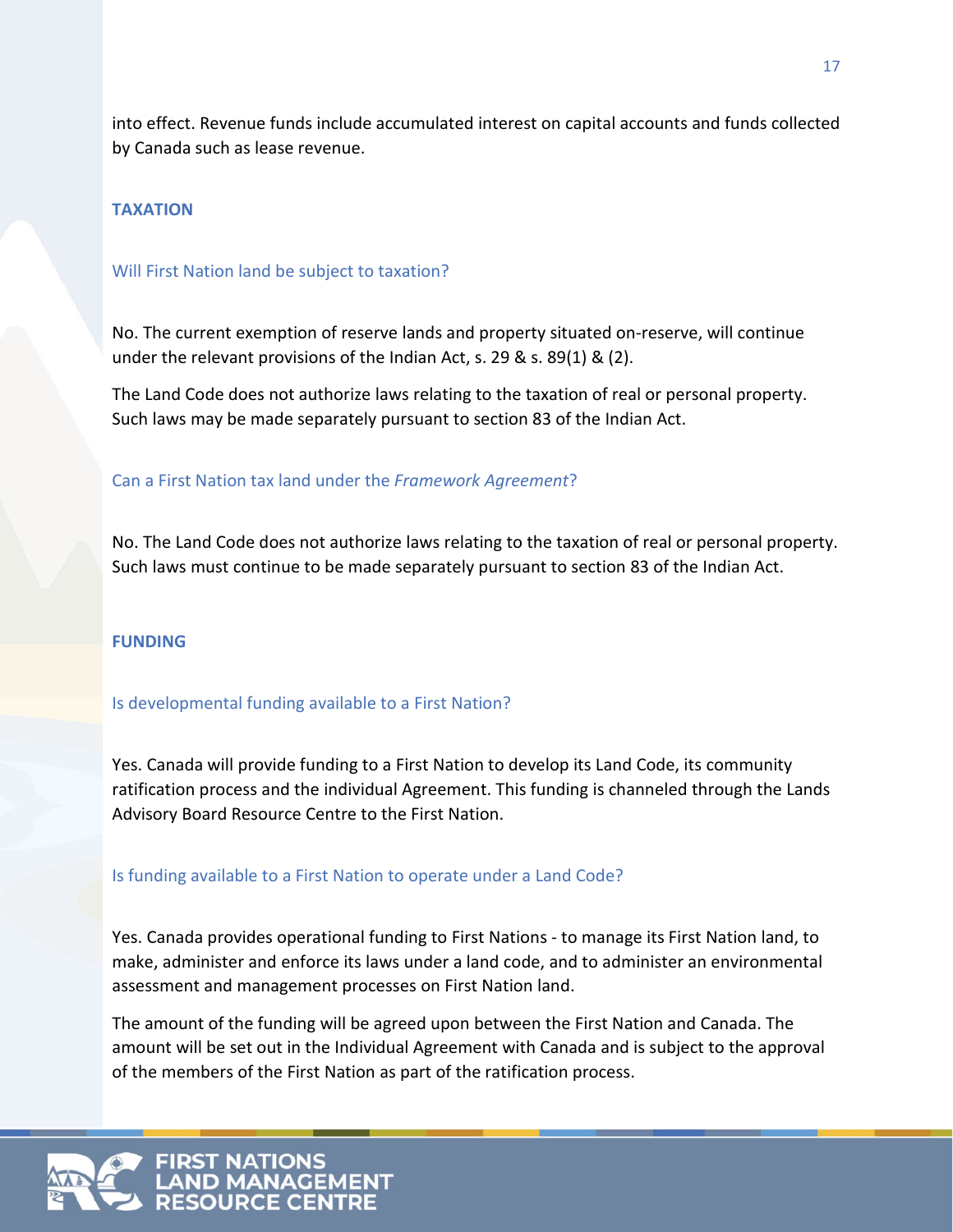into effect. Revenue funds include accumulated interest on capital accounts and funds collected by Canada such as lease revenue.

## TAXATION

### Will First Nation land be subject to taxation?

No. The current exemption of reserve lands and property situated on-reserve, will continue under the relevant provisions of the Indian Act, s. 29 & s. 89(1) & (2).

The Land Code does not authorize laws relating to the taxation of real or personal property. Such laws may be made separately pursuant to section 83 of the Indian Act.

### Can a First Nation tax land under the *Framework Agreement*?

No. The Land Code does not authorize laws relating to the taxation of real or personal property. Such laws must continue to be made separately pursuant to section 83 of the Indian Act.

## FUNDING

### Is developmental funding available to a First Nation?

Yes. Canada will provide funding to a First Nation to develop its Land Code, its community ratification process and the individual Agreement. This funding is channeled through the Lands Advisory Board Resource Centre to the First Nation.

### Is funding available to a First Nation to operate under a Land Code?

Yes. Canada provides operational funding to First Nations - to manage its First Nation land, to make, administer and enforce its laws under a land code, and to administer an environmental assessment and management processes on First Nation land.

The amount of the funding will be agreed upon between the First Nation and Canada. The amount will be set out in the Individual Agreement with Canada and is subject to the approval of the members of the First Nation as part of the ratification process.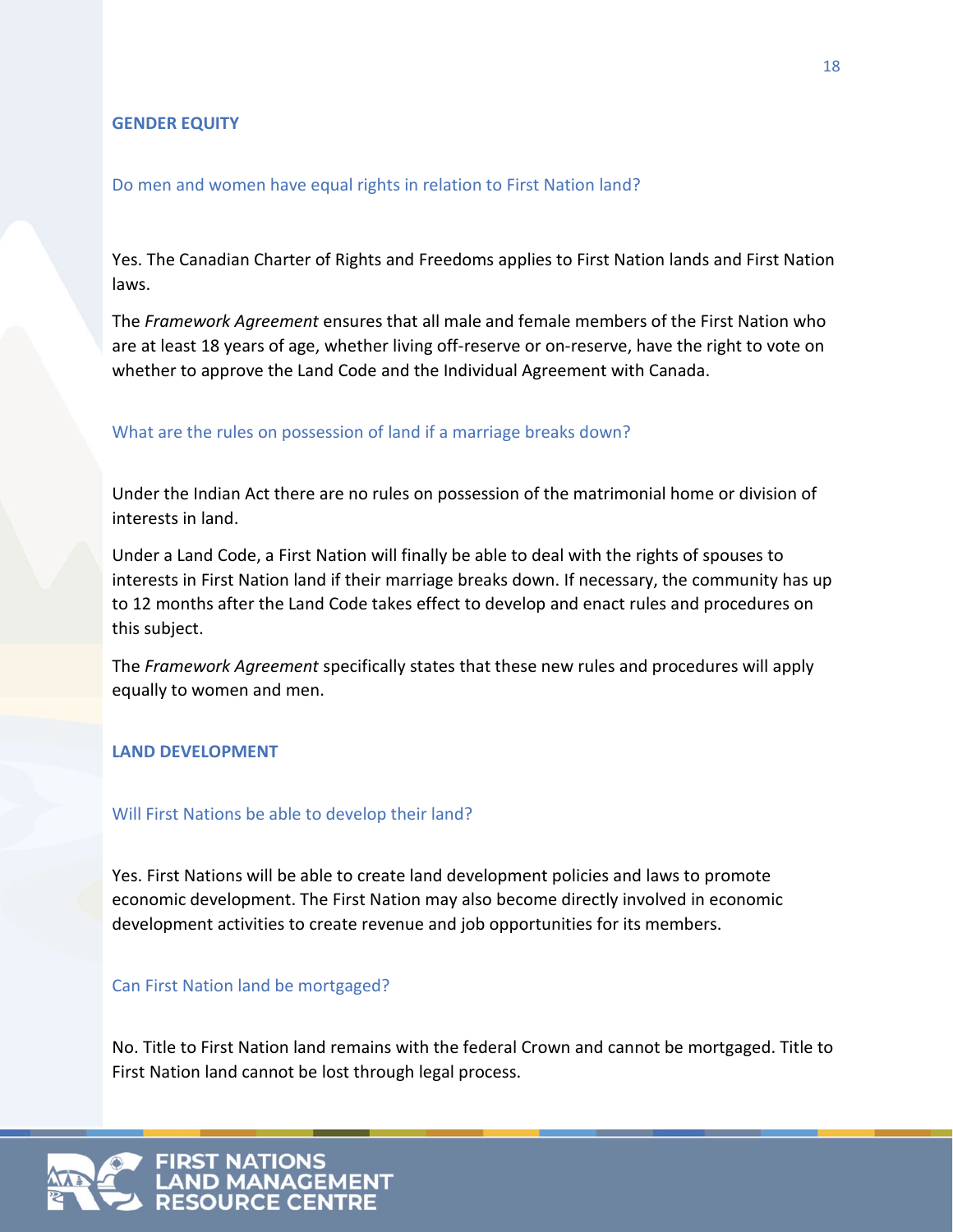## GENDER EQUITY

### Do men and women have equal rights in relation to First Nation land?

Yes. The Canadian Charter of Rights and Freedoms applies to First Nation lands and First Nation laws.

The *Framework Agreement* ensures that all male and female members of the First Nation who are at least 18 years of age, whether living off-reserve or on-reserve, have the right to vote on whether to approve the Land Code and the Individual Agreement with Canada.

### What are the rules on possession of land if a marriage breaks down?

Under the Indian Act there are no rules on possession of the matrimonial home or division of interests in land.

Under a Land Code, a First Nation will finally be able to deal with the rights of spouses to interests in First Nation land if their marriage breaks down. If necessary, the community has up to 12 months after the Land Code takes effect to develop and enact rules and procedures on this subject.

The *Framework Agreement* specifically states that these new rules and procedures will apply equally to women and men.

## LAND DEVELOPMENT

### Will First Nations be able to develop their land?

Yes. First Nations will be able to create land development policies and laws to promote economic development. The First Nation may also become directly involved in economic development activities to create revenue and job opportunities for its members.

### Can First Nation land be mortgaged?

No. Title to First Nation land remains with the federal Crown and cannot be mortgaged. Title to First Nation land cannot be lost through legal process.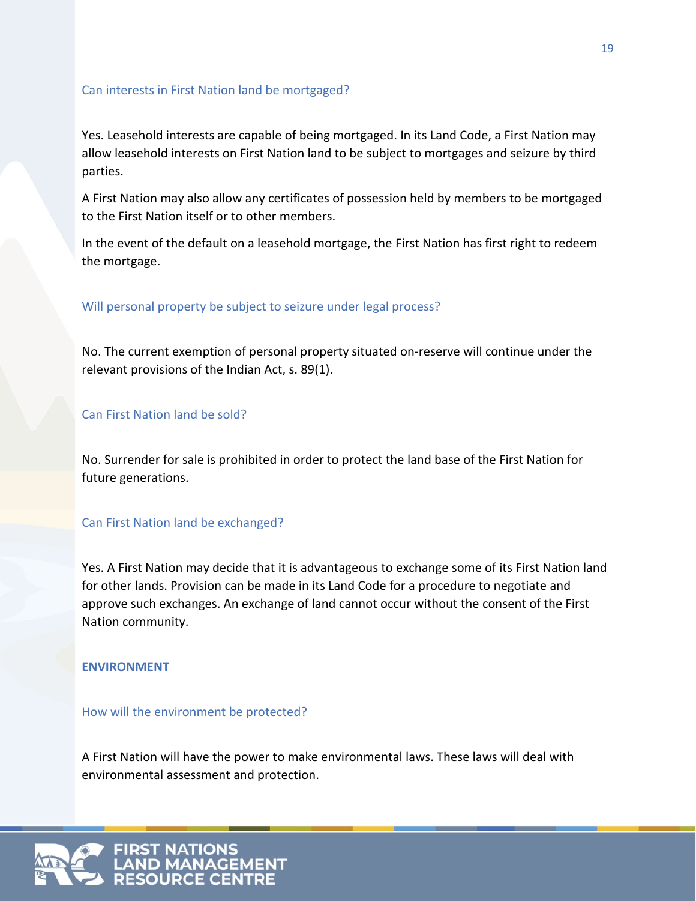### Can interests in First Nation land be mortgaged?

Yes. Leasehold interests are capable of being mortgaged. In its Land Code, a First Nation may allow leasehold interests on First Nation land to be subject to mortgages and seizure by third parties.

A First Nation may also allow any certificates of possession held by members to be mortgaged to the First Nation itself or to other members.

In the event of the default on a leasehold mortgage, the First Nation has first right to redeem the mortgage.

### Will personal property be subject to seizure under legal process?

No. The current exemption of personal property situated on-reserve will continue under the relevant provisions of the Indian Act, s. 89(1).

### Can First Nation land be sold?

No. Surrender for sale is prohibited in order to protect the land base of the First Nation for future generations.

### Can First Nation land be exchanged?

Yes. A First Nation may decide that it is advantageous to exchange some of its First Nation land for other lands. Provision can be made in its Land Code for a procedure to negotiate and approve such exchanges. An exchange of land cannot occur without the consent of the First Nation community.

## ENVIRONMENT

### How will the environment be protected?

A First Nation will have the power to make environmental laws. These laws will deal with environmental assessment and protection.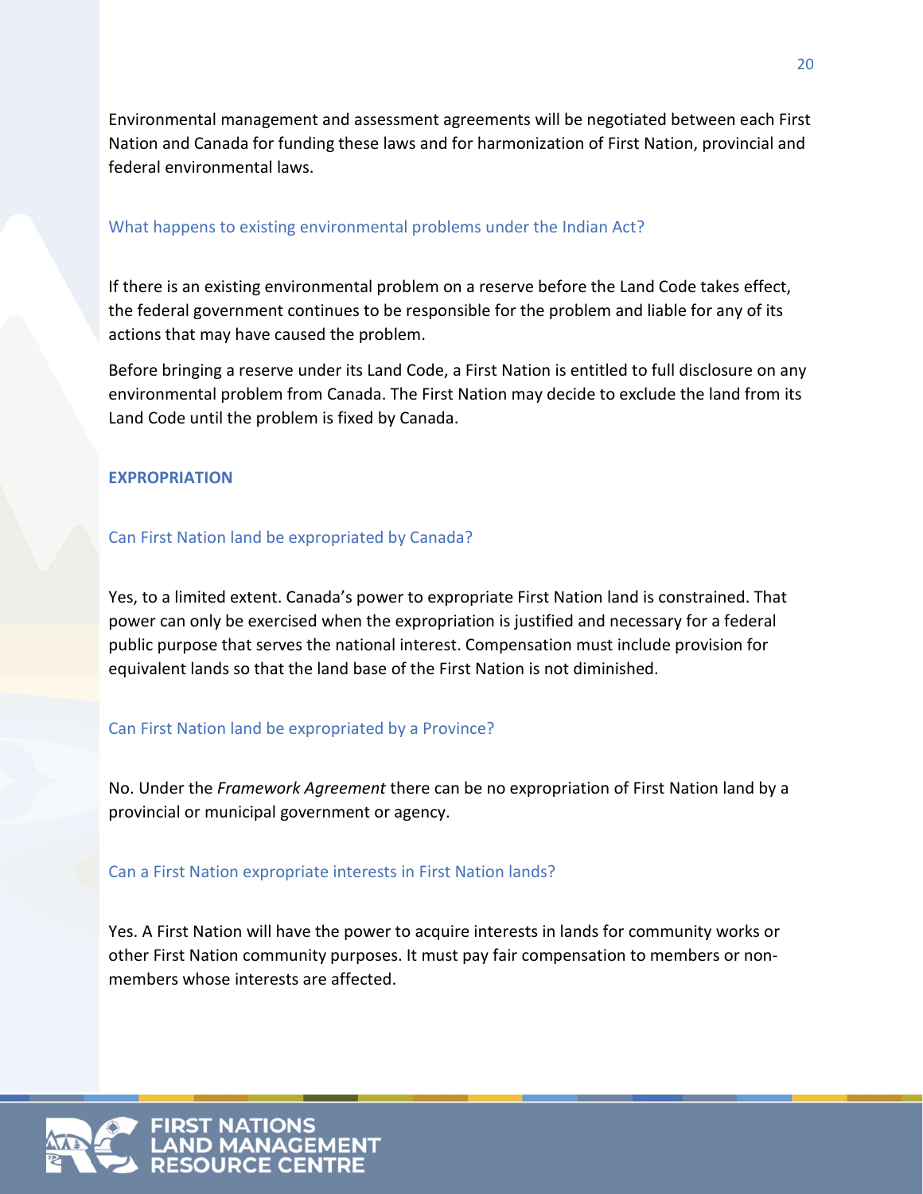Environmental management and assessment agreements will be negotiated between each First Nation and Canada for funding these laws and for harmonization of First Nation, provincial and federal environmental laws.

### What happens to existing environmental problems under the Indian Act?

If there is an existing environmental problem on a reserve before the Land Code takes effect, the federal government continues to be responsible for the problem and liable for any of its actions that may have caused the problem.

Before bringing a reserve under its Land Code, a First Nation is entitled to full disclosure on any environmental problem from Canada. The First Nation may decide to exclude the land from its Land Code until the problem is fixed by Canada.

## EXPROPRIATION

### Can First Nation land be expropriated by Canada?

Yes, to a limited extent. Canada's power to expropriate First Nation land is constrained. That power can only be exercised when the expropriation is justified and necessary for a federal public purpose that serves the national interest. Compensation must include provision for equivalent lands so that the land base of the First Nation is not diminished.

### Can First Nation land be expropriated by a Province?

No. Under the *Framework Agreement* there can be no expropriation of First Nation land by a provincial or municipal government or agency.

### Can a First Nation expropriate interests in First Nation lands?

Yes. A First Nation will have the power to acquire interests in lands for community works or other First Nation community purposes. It must pay fair compensation to members or non-members whose interests are affected.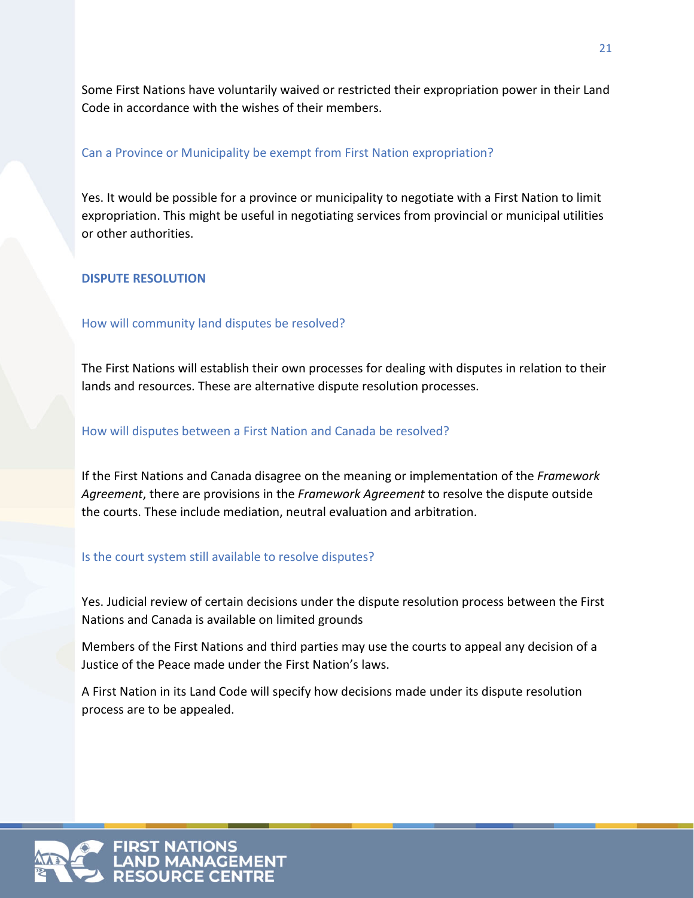Some First Nations have voluntarily waived or restricted their expropriation power in their Land Code in accordance with the wishes of their members.

### Can a Province or Municipality be exempt from First Nation expropriation?

Yes. It would be possible for a province or municipality to negotiate with a First Nation to limit expropriation. This might be useful in negotiating services from provincial or municipal utilities or other authorities.

## DISPUTE RESOLUTION

### How will community land disputes be resolved?

The First Nations will establish their own processes for dealing with disputes in relation to their lands and resources. These are alternative dispute resolution processes.

### How will disputes between a First Nation and Canada be resolved?

If the First Nations and Canada disagree on the meaning or implementation of the *Framework Agreement*, there are provisions in the *Framework Agreement* to resolve the dispute outside the courts. These include mediation, neutral evaluation and arbitration.

### Is the court system still available to resolve disputes?

Yes. Judicial review of certain decisions under the dispute resolution process between the First Nations and Canada is available on limited grounds

Members of the First Nations and third parties may use the courts to appeal any decision of a Justice of the Peace made under the First Nation's laws.

A First Nation in its Land Code will specify how decisions made under its dispute resolution process are to be appealed.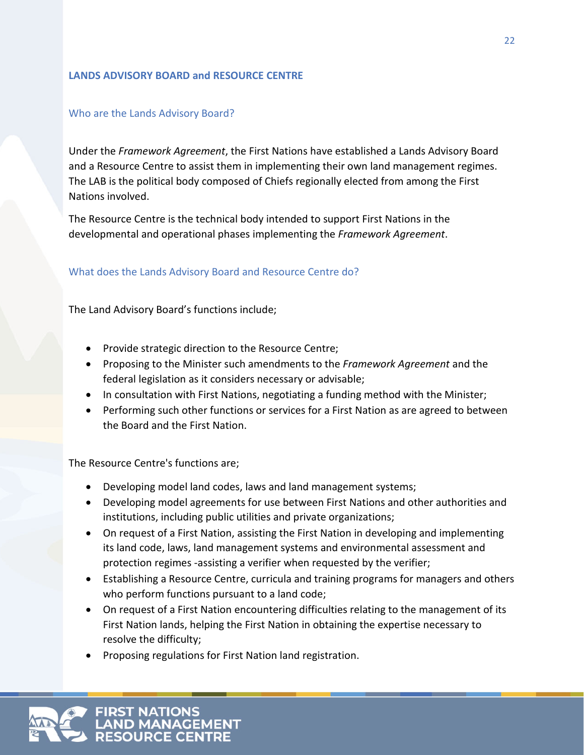## LANDS ADVISORY BOARD and RESOURCE CENTRE

### Who are the Lands Advisory Board?

Under the *Framework Agreement*, the First Nations have established a Lands Advisory Board and a Resource Centre to assist them in implementing their own land management regimes. The LAB is the political body composed of Chiefs regionally elected from among the First Nations involved.

The Resource Centre is the technical body intended to support First Nations in the developmental and operational phases implementing the *Framework Agreement*.

### What does the Lands Advisory Board and Resource Centre do?

The Land Advisory Board's functions include;

- Provide strategic direction to the Resource Centre;
- Proposing to the Minister such amendments to the *Framework Agreement* and the federal legislation as it considers necessary or advisable;
- In consultation with First Nations, negotiating a funding method with the Minister;
- Performing such other functions or services for a First Nation as are agreed to between the Board and the First Nation.

The Resource Centre's functions are;

- Developing model land codes, laws and land management systems;
- Developing model agreements for use between First Nations and other authorities and institutions, including public utilities and private organizations;
- On request of a First Nation, assisting the First Nation in developing and implementing its land code, laws, land management systems and environmental assessment and protection regimes -assisting a verifier when requested by the verifier;
- Establishing a Resource Centre, curricula and training programs for managers and others who perform functions pursuant to a land code;
- On request of a First Nation encountering difficulties relating to the management of its First Nation lands, helping the First Nation in obtaining the expertise necessary to resolve the difficulty;
- Proposing regulations for First Nation land registration.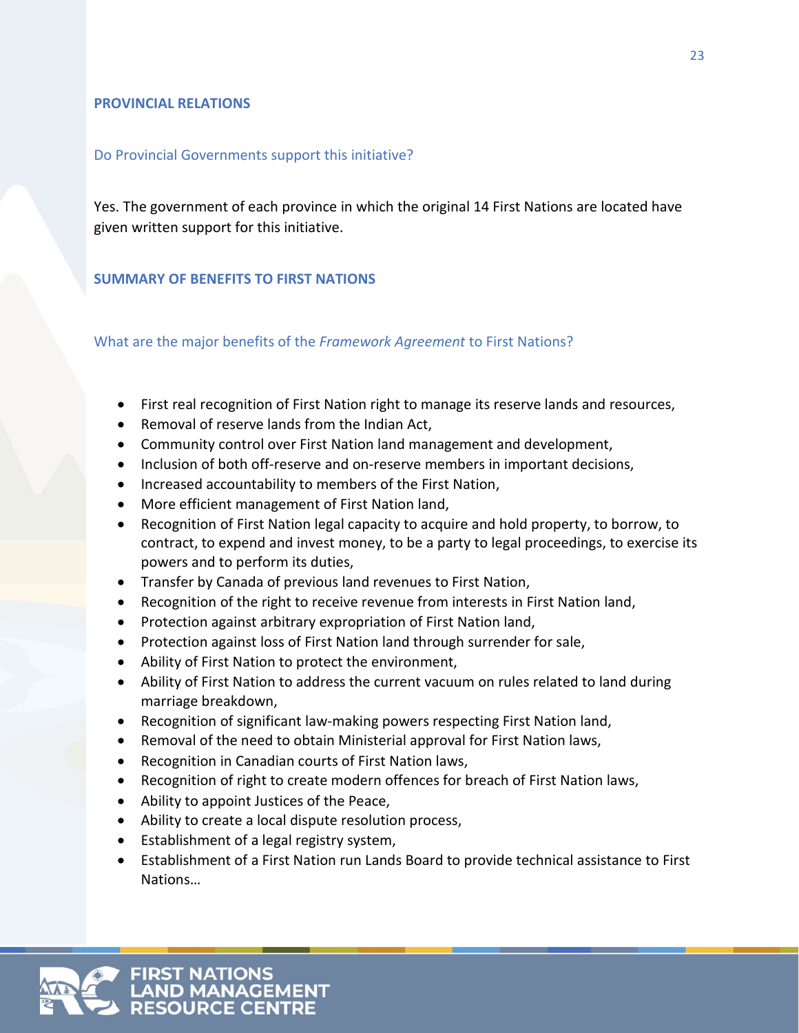## PROVINCIAL RELATIONS

### Do Provincial Governments support this initiative?

Yes. The government of each province in which the original 14 First Nations are located have given written support for this initiative.

## SUMMARY OF BENEFITS TO FIRST NATIONS

### What are the major benefits of the *Framework Agreement* to First Nations?

- First real recognition of First Nation right to manage its reserve lands and resources,
- Removal of reserve lands from the Indian Act,
- Community control over First Nation land management and development,
- Inclusion of both off-reserve and on-reserve members in important decisions,
- Increased accountability to members of the First Nation,
- More efficient management of First Nation land,
- Recognition of First Nation legal capacity to acquire and hold property, to borrow, to contract, to expend and invest money, to be a party to legal proceedings, to exercise its powers and to perform its duties,
- Transfer by Canada of previous land revenues to First Nation,
- Recognition of the right to receive revenue from interests in First Nation land,
- Protection against arbitrary expropriation of First Nation land,
- Protection against loss of First Nation land through surrender for sale,
- Ability of First Nation to protect the environment,
- Ability of First Nation to address the current vacuum on rules related to land during marriage breakdown,
- Recognition of significant law-making powers respecting First Nation land,
- Removal of the need to obtain Ministerial approval for First Nation laws,
- Recognition in Canadian courts of First Nation laws,
- Recognition of right to create modern offences for breach of First Nation laws,
- Ability to appoint Justices of the Peace,
- Ability to create a local dispute resolution process,
- Establishment of a legal registry system,
- Establishment of a First Nation run Lands Board to provide technical assistance to First Nations…